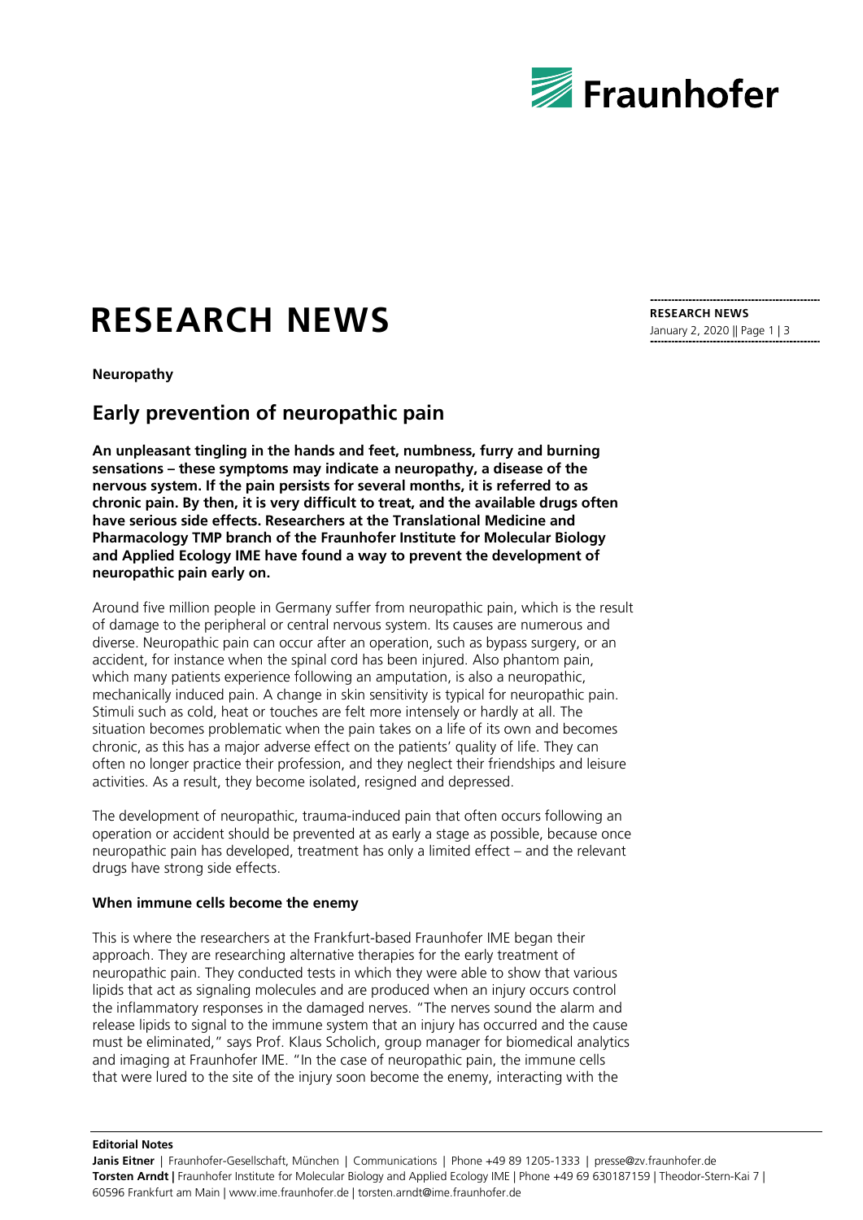# RESEARCH NEWS

**Neuropathy**

## Early prevention of neuropathic pain

**An unpleasant tingling in the hands and feet, numbness, furry and burning sensations – these symptoms may indicate a neuropathy, a disease of the nervous system. If the pain persists for several months, it is referred to as chronic pain. By then, it is very difficult to treat, and the available drugs often have serious side effects. Researchers at the Translational Medicine and Pharmacology TMP branch of the Fraunhofer Institute for Molecular Biology and Applied Ecology IME have found a way to prevent the development of neuropathic pain early on.**

Around five million people in Germany suffer from neuropathic pain, which is the result of damage to the peripheral or central nervous system. Its causes are numerous and diverse. Neuropathic pain can occur after an operation, such as bypass surgery, or an accident, for instance when the spinal cord has been injured. Also phantom pain, which many patients experience following an amputation, is also a neuropathic, mechanically induced pain. A change in skin sensitivity is typical for neuropathic pain. Stimuli such as cold, heat or touches are felt more intensely or hardly at all. The situation becomes problematic when the pain takes on a life of its own and becomes chronic, as this has a major adverse effect on the patients' quality of life. They can often no longer practice their profession, and they neglect their friendships and leisure activities. As a result, they become isolated, resigned and depressed.

The development of neuropathic, trauma-induced pain that often occurs following an operation or accident should be prevented at as early a stage as possible, because once neuropathic pain has developed, treatment has only a limited effect – and the relevant drugs have strong side effects.

### When immune cells become the enemy

This is where the researchers at the Frankfurt-based Fraunhofer IME began their approach. They are researching alternative therapies for the early treatment of neuropathic pain. They conducted tests in which they were able to show that various lipids that act as signaling molecules and are produced when an injury occurs control the inflammatory responses in the damaged nerves. "The nerves sound the alarm and release lipids to signal to the immune system that an injury has occurred and the cause must be eliminated," says Prof. Klaus Scholich, group manager for biomedical analytics and imaging at Fraunhofer IME. "In the case of neuropathic pain, the immune cells that were lured to the site of the injury soon become the enemy, interacting with the

**Editorial Notes**

**Janis Eitner** | Fraunhofer-Gesellschaft, München | Communications | Phone +49 89 1205-1333 | presse@zv.fraunhofer.de
**Torsten Arndt** | Fraunhofer Institute for Molecular Biology and Applied Ecology IME | Phone +49 69 630187159 | Theodor-Stern-Kai 7 | 60596 Frankfurt am Main | www.ime.fraunhofer.de | torsten.arndt@ime.fraunhofer.de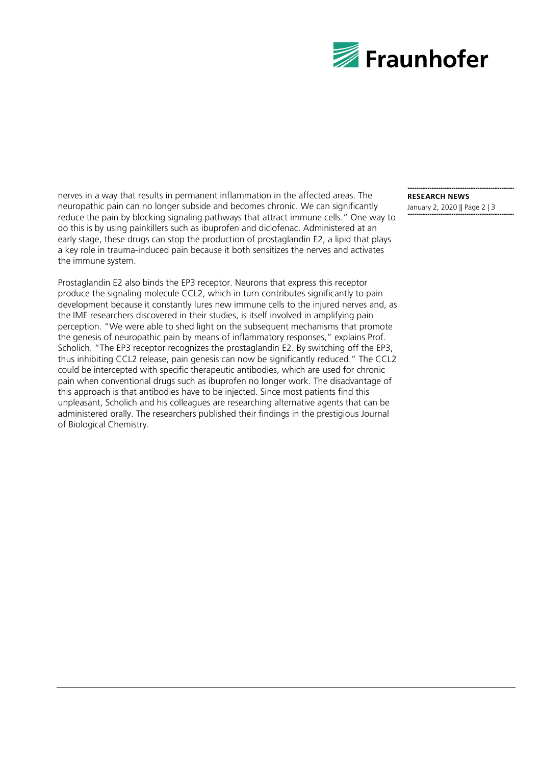nerves in a way that results in permanent inflammation in the affected areas. The neuropathic pain can no longer subside and becomes chronic. We can significantly reduce the pain by blocking signaling pathways that attract immune cells." One way to do this is by using painkillers such as ibuprofen and diclofenac. Administered at an early stage, these drugs can stop the production of prostaglandin E2, a lipid that plays a key role in trauma-induced pain because it both sensitizes the nerves and activates the immune system.

Prostaglandin E2 also binds the EP3 receptor. Neurons that express this receptor produce the signaling molecule CCL2, which in turn contributes significantly to pain development because it constantly lures new immune cells to the injured nerves and, as the IME researchers discovered in their studies, is itself involved in amplifying pain perception. "We were able to shed light on the subsequent mechanisms that promote the genesis of neuropathic pain by means of inflammatory responses," explains Prof. Scholich. "The EP3 receptor recognizes the prostaglandin E2. By switching off the EP3, thus inhibiting CCL2 release, pain genesis can now be significantly reduced." The CCL2 could be intercepted with specific therapeutic antibodies, which are used for chronic pain when conventional drugs such as ibuprofen no longer work. The disadvantage of this approach is that antibodies have to be injected. Since most patients find this unpleasant, Scholich and his colleagues are researching alternative agents that can be administered orally. The researchers published their findings in the prestigious Journal of Biological Chemistry.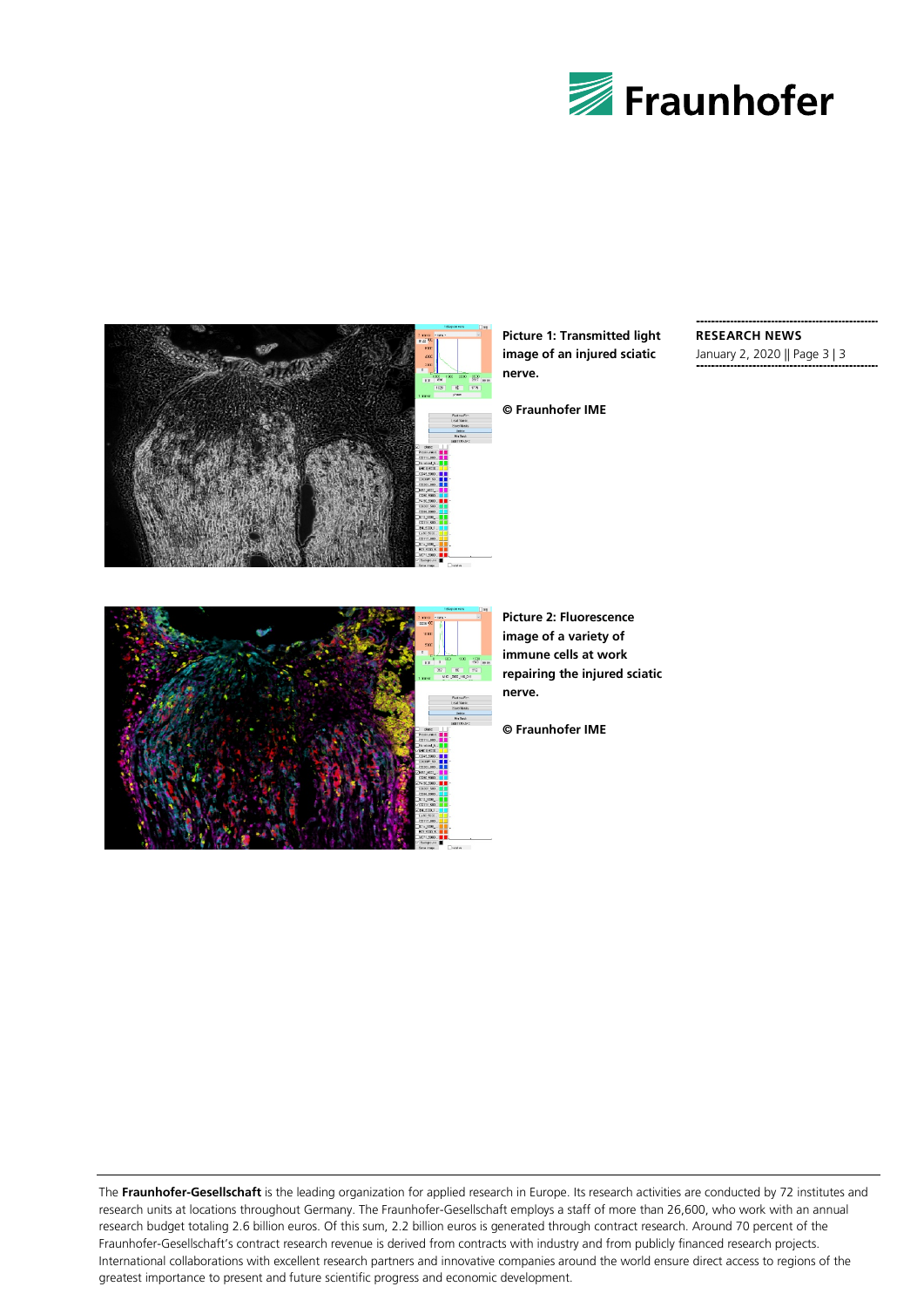Picture 1: Transmitted light image of an injured sciatic nerve.

© Fraunhofer IME

Picture 2: Fluorescence image of a variety of immune cells at work repairing the injured sciatic nerve.

© Fraunhofer IME

The **Fraunhofer-Gesellschaft** is the leading organization for applied research in Europe. Its research activities are conducted by 72 institutes and research units at locations throughout Germany. The Fraunhofer-Gesellschaft employs a staff of more than 26,600, who work with an annual research budget totaling 2.6 billion euros. Of this sum, 2.2 billion euros is generated through contract research. Around 70 percent of the Fraunhofer-Gesellschaft's contract research revenue is derived from contracts with industry and from publicly financed research projects. International collaborations with excellent research partners and innovative companies around the world ensure direct access to regions of the greatest importance to present and future scientific progress and economic development.